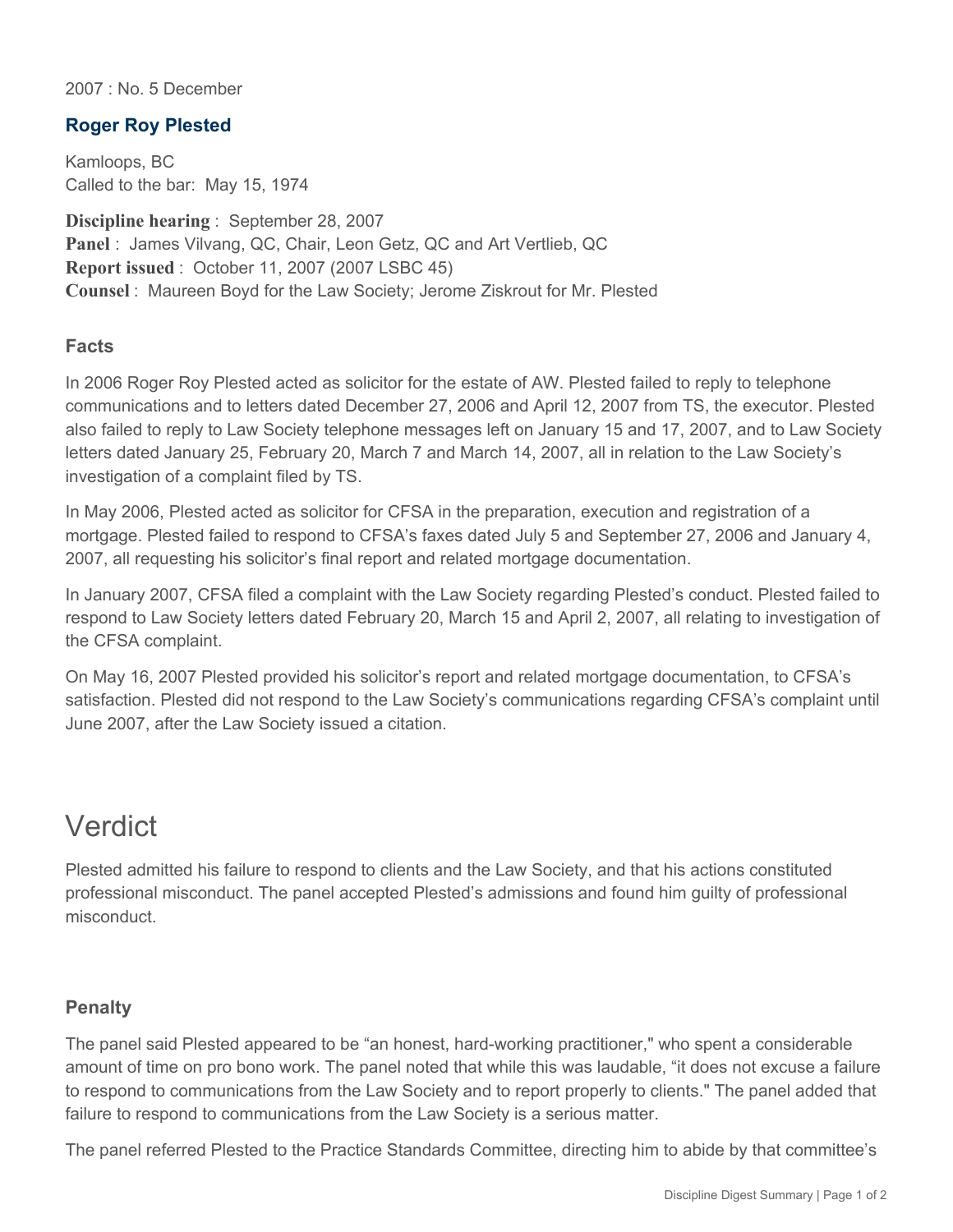2007 : No. 5 December

## Roger Roy Plested

Kamloops, BC
Called to the bar: May 15, 1974

**Discipline hearing** : September 28, 2007
**Panel** : James Vilvang, QC, Chair, Leon Getz, QC and Art Vertlieb, QC
**Report issued** : October 11, 2007 (2007 LSBC 45)
**Counsel** : Maureen Boyd for the Law Society; Jerome Ziskrout for Mr. Plested

### Facts

In 2006 Roger Roy Plested acted as solicitor for the estate of AW. Plested failed to reply to telephone communications and to letters dated December 27, 2006 and April 12, 2007 from TS, the executor. Plested also failed to reply to Law Society telephone messages left on January 15 and 17, 2007, and to Law Society letters dated January 25, February 20, March 7 and March 14, 2007, all in relation to the Law Society's investigation of a complaint filed by TS.

In May 2006, Plested acted as solicitor for CFSA in the preparation, execution and registration of a mortgage. Plested failed to respond to CFSA's faxes dated July 5 and September 27, 2006 and January 4, 2007, all requesting his solicitor's final report and related mortgage documentation.

In January 2007, CFSA filed a complaint with the Law Society regarding Plested's conduct. Plested failed to respond to Law Society letters dated February 20, March 15 and April 2, 2007, all relating to investigation of the CFSA complaint.

On May 16, 2007 Plested provided his solicitor's report and related mortgage documentation, to CFSA's satisfaction. Plested did not respond to the Law Society's communications regarding CFSA's complaint until June 2007, after the Law Society issued a citation.

# Verdict

Plested admitted his failure to respond to clients and the Law Society, and that his actions constituted professional misconduct. The panel accepted Plested's admissions and found him guilty of professional misconduct.

### Penalty

The panel said Plested appeared to be "an honest, hard-working practitioner," who spent a considerable amount of time on pro bono work. The panel noted that while this was laudable, "it does not excuse a failure to respond to communications from the Law Society and to report properly to clients." The panel added that failure to respond to communications from the Law Society is a serious matter.

The panel referred Plested to the Practice Standards Committee, directing him to abide by that committee's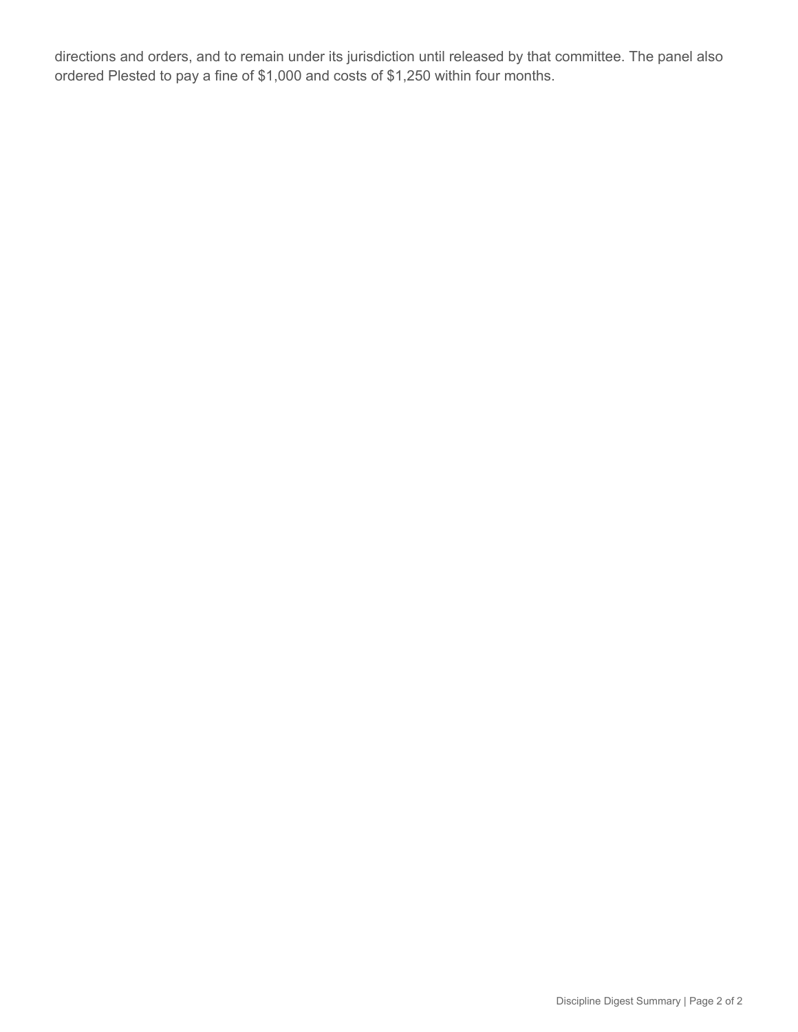directions and orders, and to remain under its jurisdiction until released by that committee. The panel also ordered Plested to pay a fine of $1,000 and costs of $1,250 within four months.